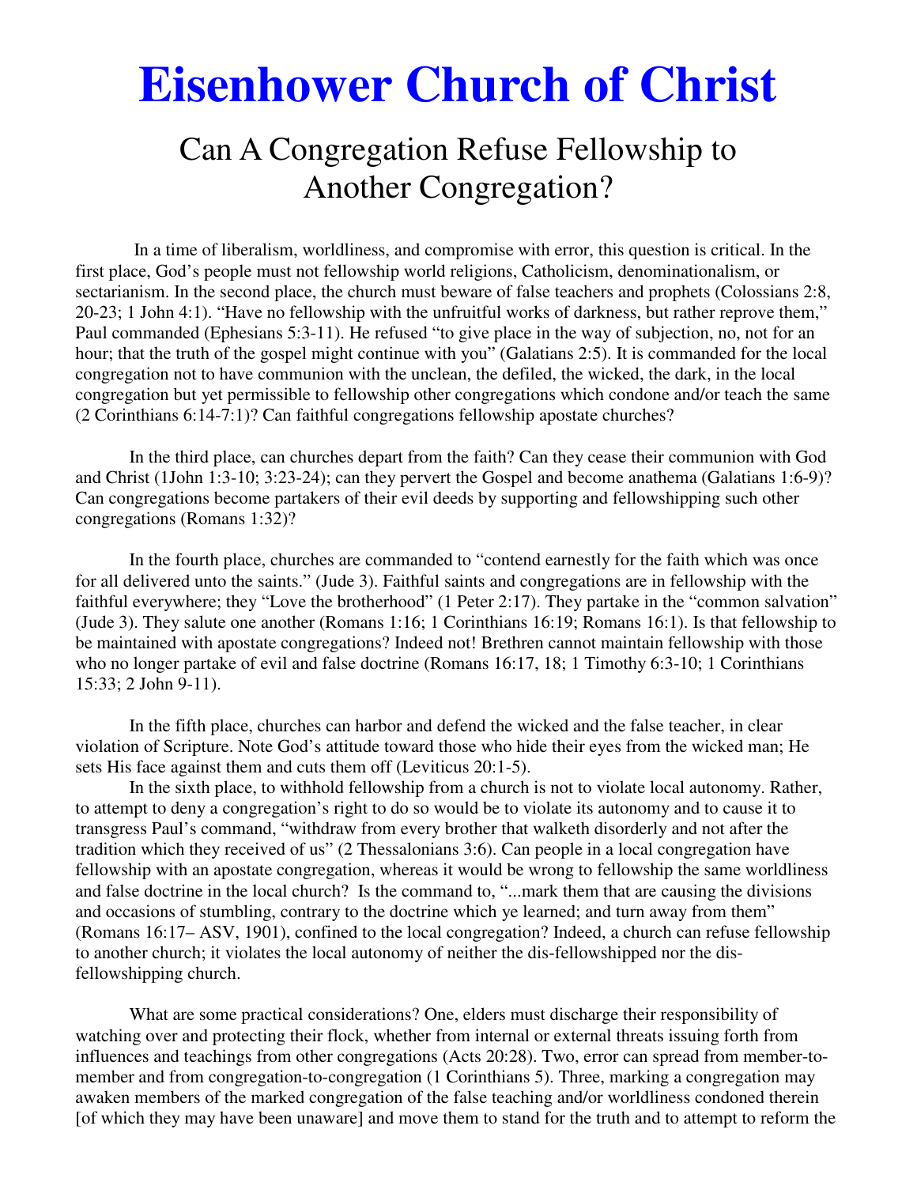# Eisenhower Church of Christ

## Can A Congregation Refuse Fellowship to Another Congregation?

In a time of liberalism, worldliness, and compromise with error, this question is critical. In the first place, God's people must not fellowship world religions, Catholicism, denominationalism, or sectarianism. In the second place, the church must beware of false teachers and prophets (Colossians 2:8, 20-23; 1 John 4:1). "Have no fellowship with the unfruitful works of darkness, but rather reprove them," Paul commanded (Ephesians 5:3-11). He refused "to give place in the way of subjection, no, not for an hour; that the truth of the gospel might continue with you" (Galatians 2:5). It is commanded for the local congregation not to have communion with the unclean, the defiled, the wicked, the dark, in the local congregation but yet permissible to fellowship other congregations which condone and/or teach the same (2 Corinthians 6:14-7:1)? Can faithful congregations fellowship apostate churches?

In the third place, can churches depart from the faith? Can they cease their communion with God and Christ (1John 1:3-10; 3:23-24); can they pervert the Gospel and become anathema (Galatians 1:6-9)? Can congregations become partakers of their evil deeds by supporting and fellowshipping such other congregations (Romans 1:32)?

In the fourth place, churches are commanded to "contend earnestly for the faith which was once for all delivered unto the saints." (Jude 3). Faithful saints and congregations are in fellowship with the faithful everywhere; they "Love the brotherhood" (1 Peter 2:17). They partake in the "common salvation" (Jude 3). They salute one another (Romans 1:16; 1 Corinthians 16:19; Romans 16:1). Is that fellowship to be maintained with apostate congregations? Indeed not! Brethren cannot maintain fellowship with those who no longer partake of evil and false doctrine (Romans 16:17, 18; 1 Timothy 6:3-10; 1 Corinthians 15:33; 2 John 9-11).

In the fifth place, churches can harbor and defend the wicked and the false teacher, in clear violation of Scripture. Note God's attitude toward those who hide their eyes from the wicked man; He sets His face against them and cuts them off (Leviticus 20:1-5).

In the sixth place, to withhold fellowship from a church is not to violate local autonomy. Rather, to attempt to deny a congregation's right to do so would be to violate its autonomy and to cause it to transgress Paul's command, "withdraw from every brother that walketh disorderly and not after the tradition which they received of us" (2 Thessalonians 3:6). Can people in a local congregation have fellowship with an apostate congregation, whereas it would be wrong to fellowship the same worldliness and false doctrine in the local church? Is the command to, "...mark them that are causing the divisions and occasions of stumbling, contrary to the doctrine which ye learned; and turn away from them" (Romans 16:17– ASV, 1901), confined to the local congregation? Indeed, a church can refuse fellowship to another church; it violates the local autonomy of neither the dis-fellowshipped nor the dis-fellowshipping church.

What are some practical considerations? One, elders must discharge their responsibility of watching over and protecting their flock, whether from internal or external threats issuing forth from influences and teachings from other congregations (Acts 20:28). Two, error can spread from member-to-member and from congregation-to-congregation (1 Corinthians 5). Three, marking a congregation may awaken members of the marked congregation of the false teaching and/or worldliness condoned therein [of which they may have been unaware] and move them to stand for the truth and to attempt to reform the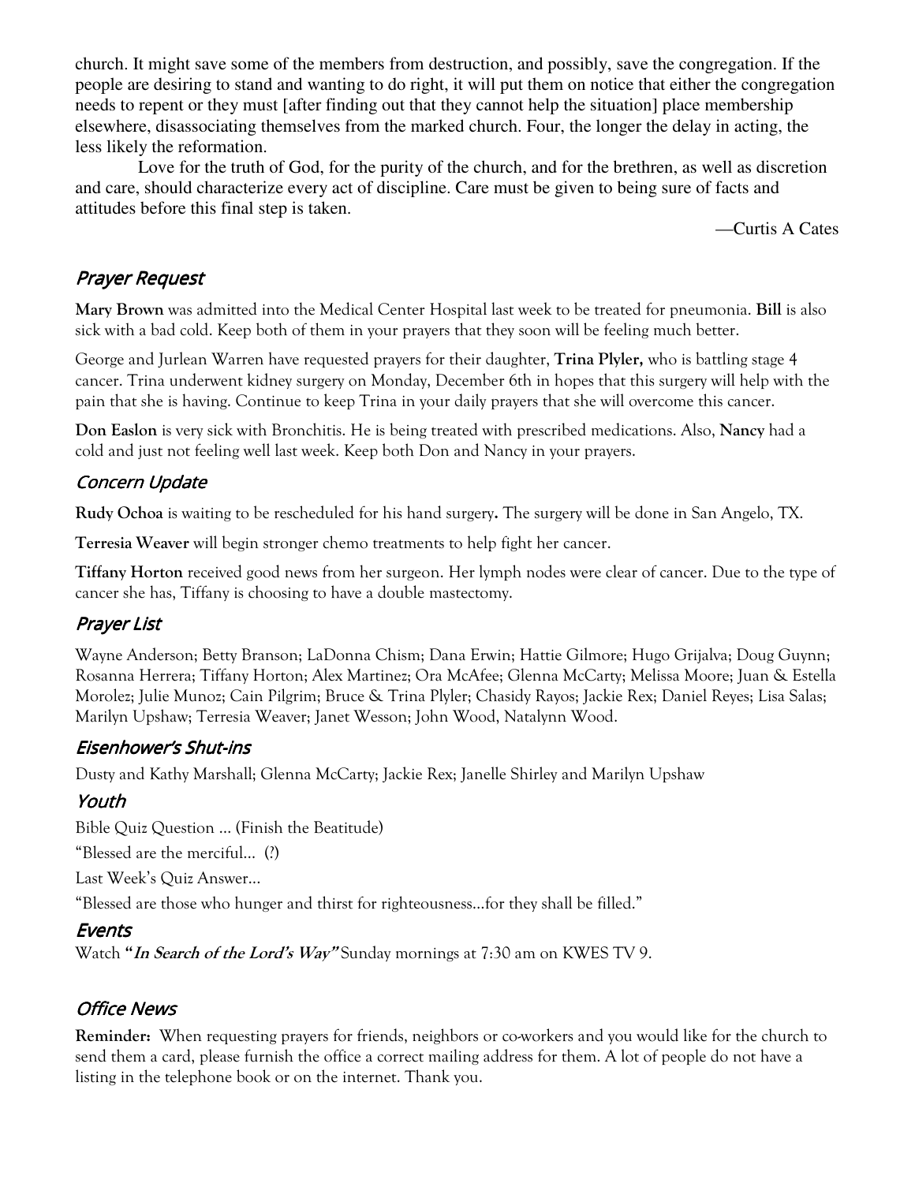church. It might save some of the members from destruction, and possibly, save the congregation. If the people are desiring to stand and wanting to do right, it will put them on notice that either the congregation needs to repent or they must [after finding out that they cannot help the situation] place membership elsewhere, disassociating themselves from the marked church. Four, the longer the delay in acting, the less likely the reformation.

Love for the truth of God, for the purity of the church, and for the brethren, as well as discretion and care, should characterize every act of discipline. Care must be given to being sure of facts and attitudes before this final step is taken.

—Curtis A Cates

## *Prayer Request*

**Mary Brown** was admitted into the Medical Center Hospital last week to be treated for pneumonia. **Bill** is also sick with a bad cold. Keep both of them in your prayers that they soon will be feeling much better.

George and Jurlean Warren have requested prayers for their daughter, **Trina Plyler,** who is battling stage 4 cancer. Trina underwent kidney surgery on Monday, December 6th in hopes that this surgery will help with the pain that she is having. Continue to keep Trina in your daily prayers that she will overcome this cancer.

**Don Easlon** is very sick with Bronchitis. He is being treated with prescribed medications. Also, **Nancy** had a cold and just not feeling well last week. Keep both Don and Nancy in your prayers.

## *Concern Update*

**Rudy Ochoa** is waiting to be rescheduled for his hand surgery**.** The surgery will be done in San Angelo, TX.

**Terresia Weaver** will begin stronger chemo treatments to help fight her cancer.

**Tiffany Horton** received good news from her surgeon. Her lymph nodes were clear of cancer. Due to the type of cancer she has, Tiffany is choosing to have a double mastectomy.

## *Prayer List*

Wayne Anderson; Betty Branson; LaDonna Chism; Dana Erwin; Hattie Gilmore; Hugo Grijalva; Doug Guynn; Rosanna Herrera; Tiffany Horton; Alex Martinez; Ora McAfee; Glenna McCarty; Melissa Moore; Juan & Estella Morolez; Julie Munoz; Cain Pilgrim; Bruce & Trina Plyler; Chasidy Rayos; Jackie Rex; Daniel Reyes; Lisa Salas; Marilyn Upshaw; Terresia Weaver; Janet Wesson; John Wood, Natalynn Wood.

## *Eisenhower's Shut-ins*

Dusty and Kathy Marshall; Glenna McCarty; Jackie Rex; Janelle Shirley and Marilyn Upshaw

## *Youth*

Bible Quiz Question … (Finish the Beatitude)

"Blessed are the merciful… (?)

Last Week's Quiz Answer…

"Blessed are those who hunger and thirst for righteousness…for they shall be filled."

## *Events*

Watch **"*In Search of the Lord's Way*"** Sunday mornings at 7:30 am on KWES TV 9.

## *Office News*

**Reminder:** When requesting prayers for friends, neighbors or co-workers and you would like for the church to send them a card, please furnish the office a correct mailing address for them. A lot of people do not have a listing in the telephone book or on the internet. Thank you.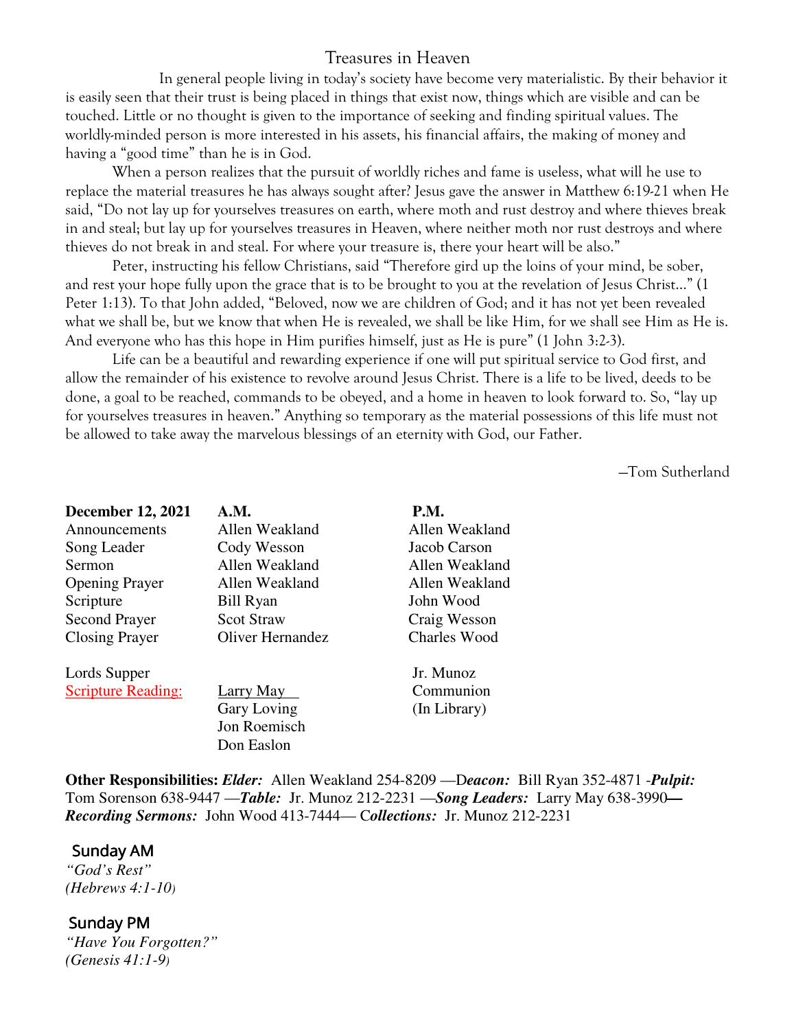# Treasures in Heaven

In general people living in today's society have become very materialistic. By their behavior it is easily seen that their trust is being placed in things that exist now, things which are visible and can be touched. Little or no thought is given to the importance of seeking and finding spiritual values. The worldly-minded person is more interested in his assets, his financial affairs, the making of money and having a "good time" than he is in God.

When a person realizes that the pursuit of worldly riches and fame is useless, what will he use to replace the material treasures he has always sought after? Jesus gave the answer in Matthew 6:19-21 when He said, "Do not lay up for yourselves treasures on earth, where moth and rust destroy and where thieves break in and steal; but lay up for yourselves treasures in Heaven, where neither moth nor rust destroys and where thieves do not break in and steal. For where your treasure is, there your heart will be also."

Peter, instructing his fellow Christians, said "Therefore gird up the loins of your mind, be sober, and rest your hope fully upon the grace that is to be brought to you at the revelation of Jesus Christ..." (1 Peter 1:13). To that John added, "Beloved, now we are children of God; and it has not yet been revealed what we shall be, but we know that when He is revealed, we shall be like Him, for we shall see Him as He is. And everyone who has this hope in Him purifies himself, just as He is pure" (1 John 3:2-3).

Life can be a beautiful and rewarding experience if one will put spiritual service to God first, and allow the remainder of his existence to revolve around Jesus Christ. There is a life to be lived, deeds to be done, a goal to be reached, commands to be obeyed, and a home in heaven to look forward to. So, "lay up for yourselves treasures in heaven." Anything so temporary as the material possessions of this life must not be allowed to take away the marvelous blessings of an eternity with God, our Father.

—Tom Sutherland

| **December 12, 2021** | **A.M.** | **P.M.** |
|---|---|---|
| Announcements | Allen Weakland | Allen Weakland |
| Song Leader | Cody Wesson | Jacob Carson |
| Sermon | Allen Weakland | Allen Weakland |
| Opening Prayer | Allen Weakland | Allen Weakland |
| Scripture | Bill Ryan | John Wood |
| Second Prayer | Scot Straw | Craig Wesson |
| Closing Prayer | Oliver Hernandez | Charles Wood |
| Lords Supper | | Jr. Munoz |
| Scripture Reading: | Larry May | Communion |
| | Gary Loving | (In Library) |
| | Jon Roemisch | |
| | Don Easlon | |

**Other Responsibilities:** ***Elder:*** Allen Weakland 254-8209 —**D*eacon:*** Bill Ryan 352-4871 -***Pulpit:*** Tom Sorenson 638-9447 —***Table:*** Jr. Munoz 212-2231 —***Song Leaders:*** Larry May 638-3990— ***Recording Sermons:*** John Wood 413-7444— **C*ollections:*** Jr. Munoz 212-2231

## Sunday AM

*"God's Rest"*
*(Hebrews 4:1-10)*

## Sunday PM

*"Have You Forgotten?"*
*(Genesis 41:1-9)*